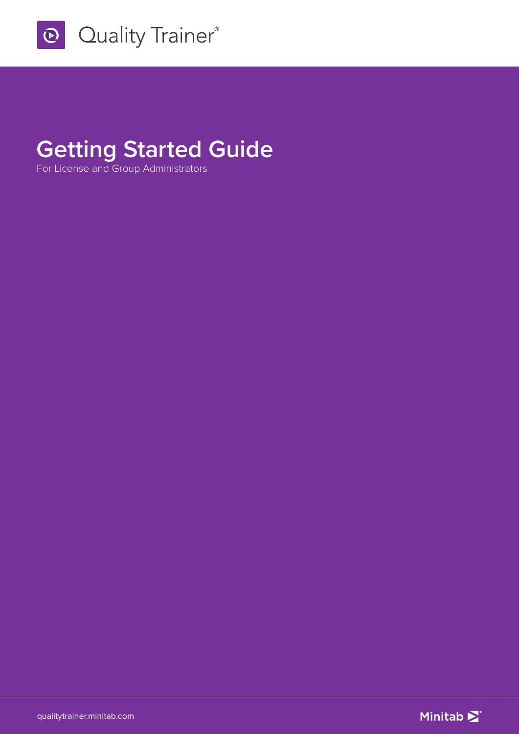Quality Trainer®

# Getting Started Guide

For License and Group Administrators

qualitytrainer.minitab.com

Minitab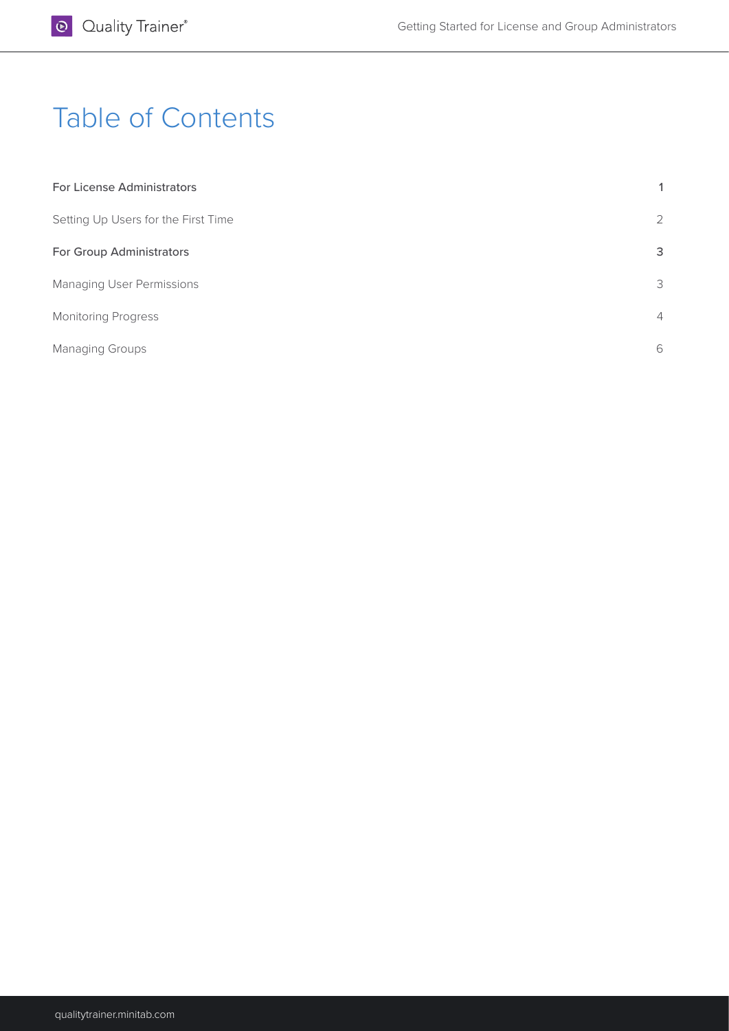# Table of Contents

| | |
|---|---|
| **For License Administrators** | 1 |
| Setting Up Users for the First Time | 2 |
| **For Group Administrators** | 3 |
| Managing User Permissions | 3 |
| Monitoring Progress | 4 |
| Managing Groups | 6 |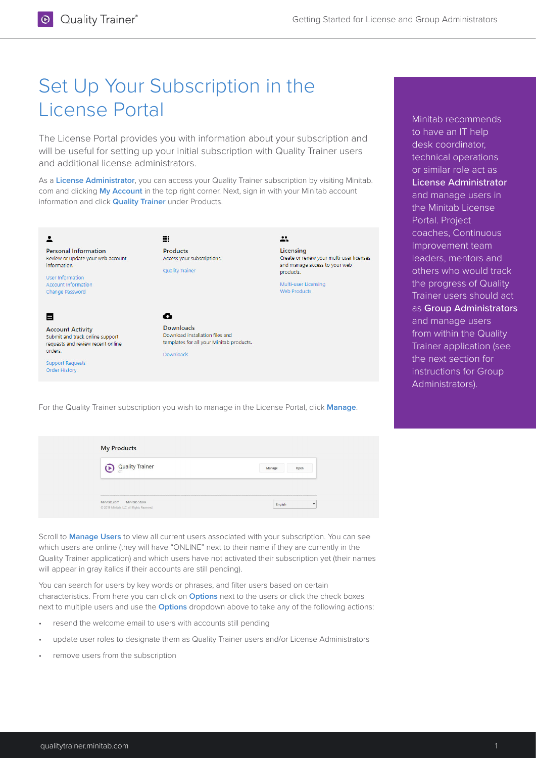# Set Up Your Subscription in the License Portal

The License Portal provides you with information about your subscription and will be useful for setting up your initial subscription with Quality Trainer users and additional license administrators.

As a **License Administrator**, you can access your Quality Trainer subscription by visiting Minitab.com and clicking **My Account** in the top right corner. Next, sign in with your Minitab account information and click **Quality Trainer** under Products.

**Personal Information**
Review or update your web account information.
User Information
Account Information
Change Password

**Products**
Access your subscriptions.
Quality Trainer

**Licensing**
Create or renew your multi-user licenses and manage access to your web products.
Multi-user Licensing
Web Products

**Account Activity**
Submit and track online support requests and review recent online orders.
Support Requests
Order History

**Downloads**
Download installation files and templates for all your Minitab products.
Downloads

For the Quality Trainer subscription you wish to manage in the License Portal, click **Manage**.

**My Products**
Quality Trainer — Manage | Open

Scroll to **Manage Users** to view all current users associated with your subscription. You can see which users are online (they will have "ONLINE" next to their name if they are currently in the Quality Trainer application) and which users have not activated their subscription yet (their names will appear in gray italics if their accounts are still pending).

You can search for users by key words or phrases, and filter users based on certain characteristics. From here you can click on **Options** next to the users or click the check boxes next to multiple users and use the **Options** dropdown above to take any of the following actions:

- resend the welcome email to users with accounts still pending
- update user roles to designate them as Quality Trainer users and/or License Administrators
- remove users from the subscription

Minitab recommends to have an IT help desk coordinator, technical operations or similar role act as **License Administrator** and manage users in the Minitab License Portal. Project coaches, Continuous Improvement team leaders, mentors and others who would track the progress of Quality Trainer users should act as **Group Administrators** and manage users from within the Quality Trainer application (see the next section for instructions for Group Administrators).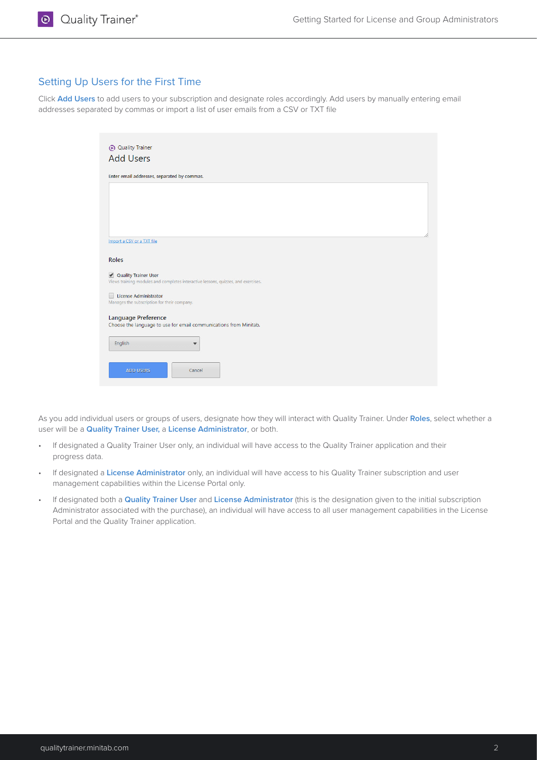## Setting Up Users for the First Time

Click **Add Users** to add users to your subscription and designate roles accordingly. Add users by manually entering email addresses separated by commas or import a list of user emails from a CSV or TXT file

Quality Trainer

Add Users

Enter email addresses, separated by commas.

Import a CSV or a TXT file

**Roles**

- [x] Quality Trainer User
  Views training modules and completes interactive lessons, quizzes, and exercises.
- [ ] License Administrator
  Manages the subscription for their company.

**Language Preference**

Choose the language to use for email communications from Minitab.

English

ADD USERS | Cancel

As you add individual users or groups of users, designate how they will interact with Quality Trainer. Under **Roles**, select whether a user will be a **Quality Trainer User**, a **License Administrator**, or both.

- If designated a Quality Trainer User only, an individual will have access to the Quality Trainer application and their progress data.
- If designated a **License Administrator** only, an individual will have access to his Quality Trainer subscription and user management capabilities within the License Portal only.
- If designated both a **Quality Trainer User** and **License Administrator** (this is the designation given to the initial subscription Administrator associated with the purchase), an individual will have access to all user management capabilities in the License Portal and the Quality Trainer application.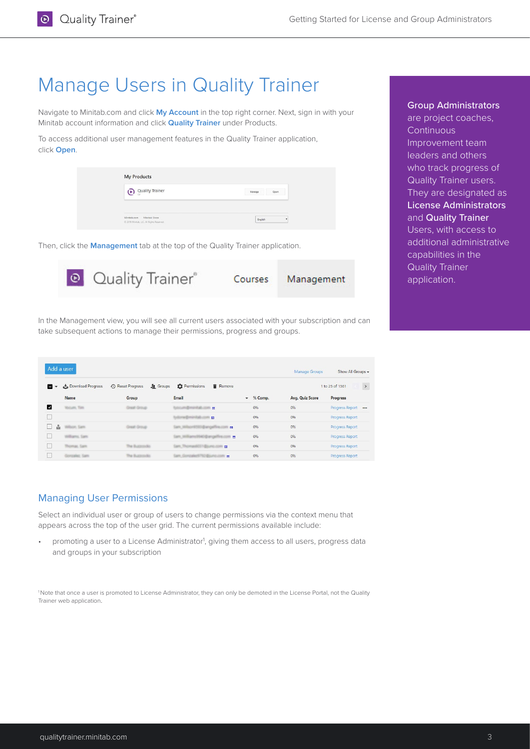# Manage Users in Quality Trainer

Navigate to Minitab.com and click **My Account** in the top right corner. Next, sign in with your Minitab account information and click **Quality Trainer** under Products.

To access additional user management features in the Quality Trainer application, click **Open**.

Then, click the **Management** tab at the top of the Quality Trainer application.

In the Management view, you will see all current users associated with your subscription and can take subsequent actions to manage their permissions, progress and groups.

## Managing User Permissions

Select an individual user or group of users to change permissions via the context menu that appears across the top of the user grid. The current permissions available include:

- promoting a user to a License Administrator[1], giving them access to all users, progress data and groups in your subscription

[1]Note that once a user is promoted to License Administrator, they can only be demoted in the License Portal, not the Quality Trainer web application.

**Group Administrators** are project coaches, Continuous Improvement team leaders and others who track progress of Quality Trainer users. They are designated as **License Administrators** and **Quality Trainer** Users, with access to additional administrative capabilities in the Quality Trainer application.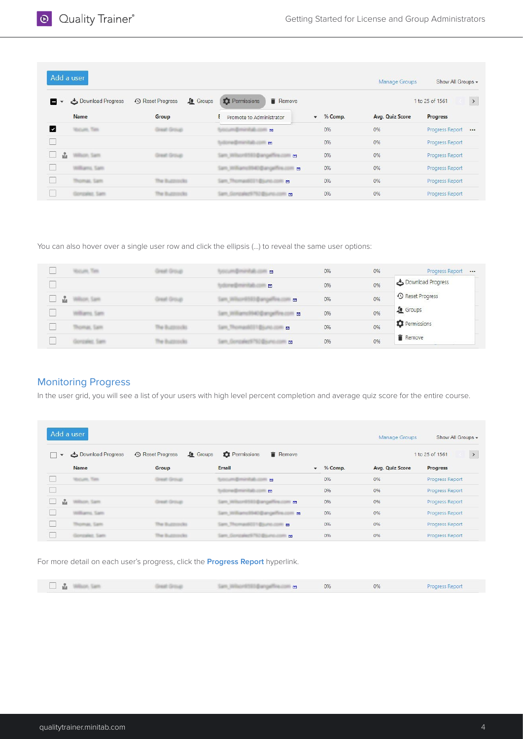You can also hover over a single user row and click the ellipsis (...) to reveal the same user options:

## Monitoring Progress

In the user grid, you will see a list of your users with high level percent completion and average quiz score for the entire course.

For more detail on each user's progress, click the **Progress Report** hyperlink.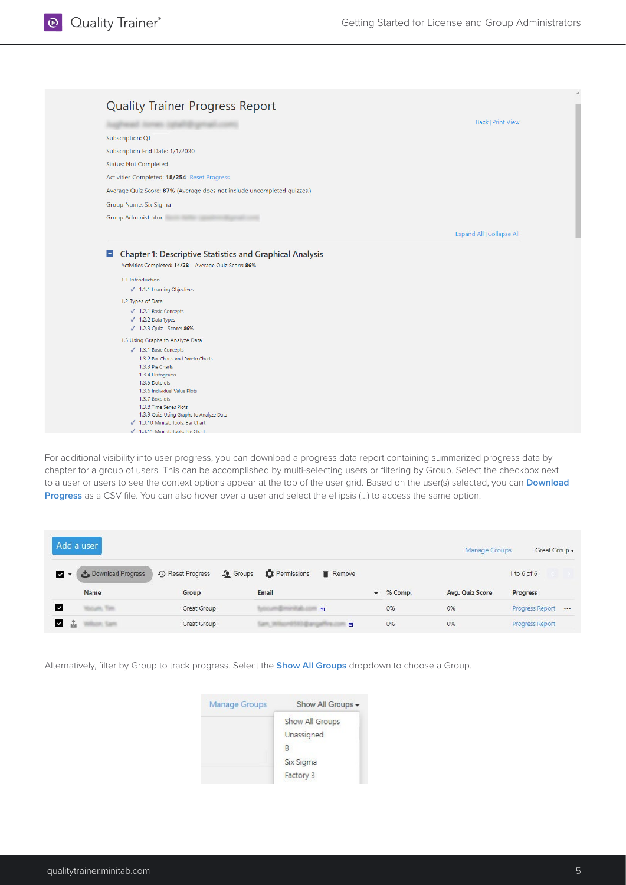For additional visibility into user progress, you can download a progress data report containing summarized progress data by chapter for a group of users. This can be accomplished by multi-selecting users or filtering by Group. Select the checkbox next to a user or users to see the context options appear at the top of the user grid. Based on the user(s) selected, you can **Download Progress** as a CSV file. You can also hover over a user and select the ellipsis (...) to access the same option.

Alternatively, filter by Group to track progress. Select the **Show All Groups** dropdown to choose a Group.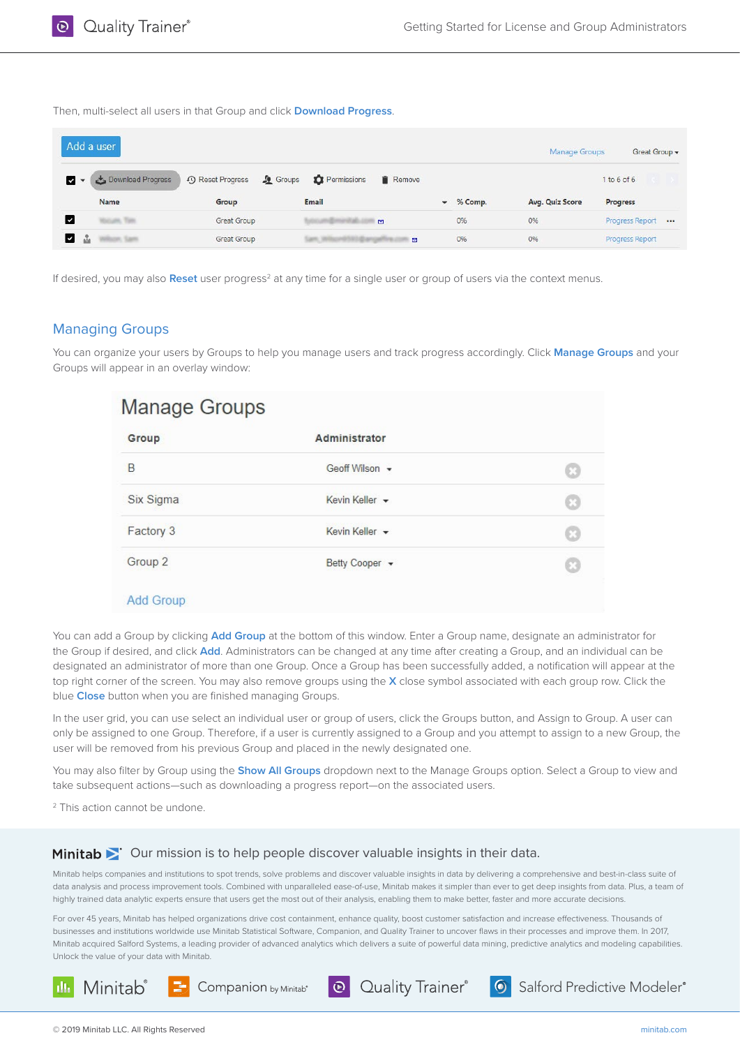Then, multi-select all users in that Group and click **Download Progress**.

| | Name | Group | Email | % Comp. | Avg. Quiz Score | Progress |
|---|---|---|---|---|---|---|
| ☑ | | Great Group | | 0% | 0% | Progress Report |
| ☑ | | Great Group | | 0% | 0% | Progress Report |

If desired, you may also **Reset** user progress[2] at any time for a single user or group of users via the context menus.

## Managing Groups

You can organize your users by Groups to help you manage users and track progress accordingly. Click **Manage Groups** and your Groups will appear in an overlay window:

**Manage Groups**

| Group | Administrator |
|---|---|
| B | Geoff Wilson |
| Six Sigma | Kevin Keller |
| Factory 3 | Kevin Keller |
| Group 2 | Betty Cooper |

Add Group

You can add a Group by clicking **Add Group** at the bottom of this window. Enter a Group name, designate an administrator for the Group if desired, and click **Add**. Administrators can be changed at any time after creating a Group, and an individual can be designated an administrator of more than one Group. Once a Group has been successfully added, a notification will appear at the top right corner of the screen. You may also remove groups using the **X** close symbol associated with each group row. Click the blue **Close** button when you are finished managing Groups.

In the user grid, you can use select an individual user or group of users, click the Groups button, and Assign to Group. A user can only be assigned to one Group. Therefore, if a user is currently assigned to a Group and you attempt to assign to a new Group, the user will be removed from his previous Group and placed in the newly designated one.

You may also filter by Group using the **Show All Groups** dropdown next to the Manage Groups option. Select a Group to view and take subsequent actions—such as downloading a progress report—on the associated users.

[2] This action cannot be undone.

**Minitab** Our mission is to help people discover valuable insights in their data.

Minitab helps companies and institutions to spot trends, solve problems and discover valuable insights in data by delivering a comprehensive and best-in-class suite of data analysis and process improvement tools. Combined with unparalleled ease-of-use, Minitab makes it simpler than ever to get deep insights from data. Plus, a team of highly trained data analytic experts ensure that users get the most out of their analysis, enabling them to make better, faster and more accurate decisions.

For over 45 years, Minitab has helped organizations drive cost containment, enhance quality, boost customer satisfaction and increase effectiveness. Thousands of businesses and institutions worldwide use Minitab Statistical Software, Companion, and Quality Trainer to uncover flaws in their processes and improve them. In 2017, Minitab acquired Salford Systems, a leading provider of advanced analytics which delivers a suite of powerful data mining, predictive analytics and modeling capabilities. Unlock the value of your data with Minitab.

Minitab® Companion by Minitab® Quality Trainer® Salford Predictive Modeler®

© 2019 Minitab LLC. All Rights Reserved

minitab.com